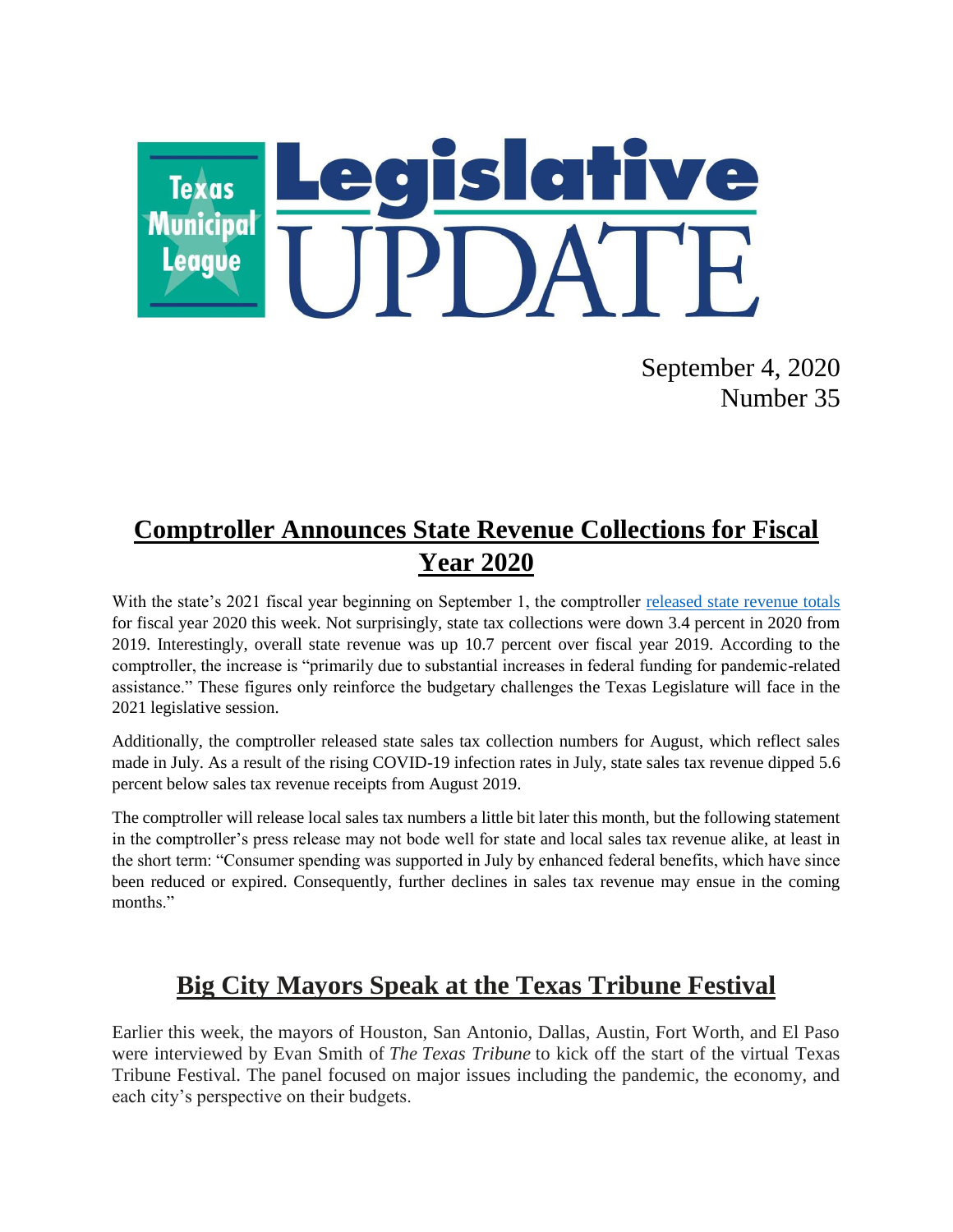# Texas Municipal League Legislative UPDATE

September 4, 2020
Number 35

## Comptroller Announces State Revenue Collections for Fiscal Year 2020

With the state's 2021 fiscal year beginning on September 1, the comptroller released state revenue totals for fiscal year 2020 this week. Not surprisingly, state tax collections were down 3.4 percent in 2020 from 2019. Interestingly, overall state revenue was up 10.7 percent over fiscal year 2019. According to the comptroller, the increase is "primarily due to substantial increases in federal funding for pandemic-related assistance." These figures only reinforce the budgetary challenges the Texas Legislature will face in the 2021 legislative session.

Additionally, the comptroller released state sales tax collection numbers for August, which reflect sales made in July. As a result of the rising COVID-19 infection rates in July, state sales tax revenue dipped 5.6 percent below sales tax revenue receipts from August 2019.

The comptroller will release local sales tax numbers a little bit later this month, but the following statement in the comptroller's press release may not bode well for state and local sales tax revenue alike, at least in the short term: "Consumer spending was supported in July by enhanced federal benefits, which have since been reduced or expired. Consequently, further declines in sales tax revenue may ensue in the coming months."

## Big City Mayors Speak at the Texas Tribune Festival

Earlier this week, the mayors of Houston, San Antonio, Dallas, Austin, Fort Worth, and El Paso were interviewed by Evan Smith of *The Texas Tribune* to kick off the start of the virtual Texas Tribune Festival. The panel focused on major issues including the pandemic, the economy, and each city's perspective on their budgets.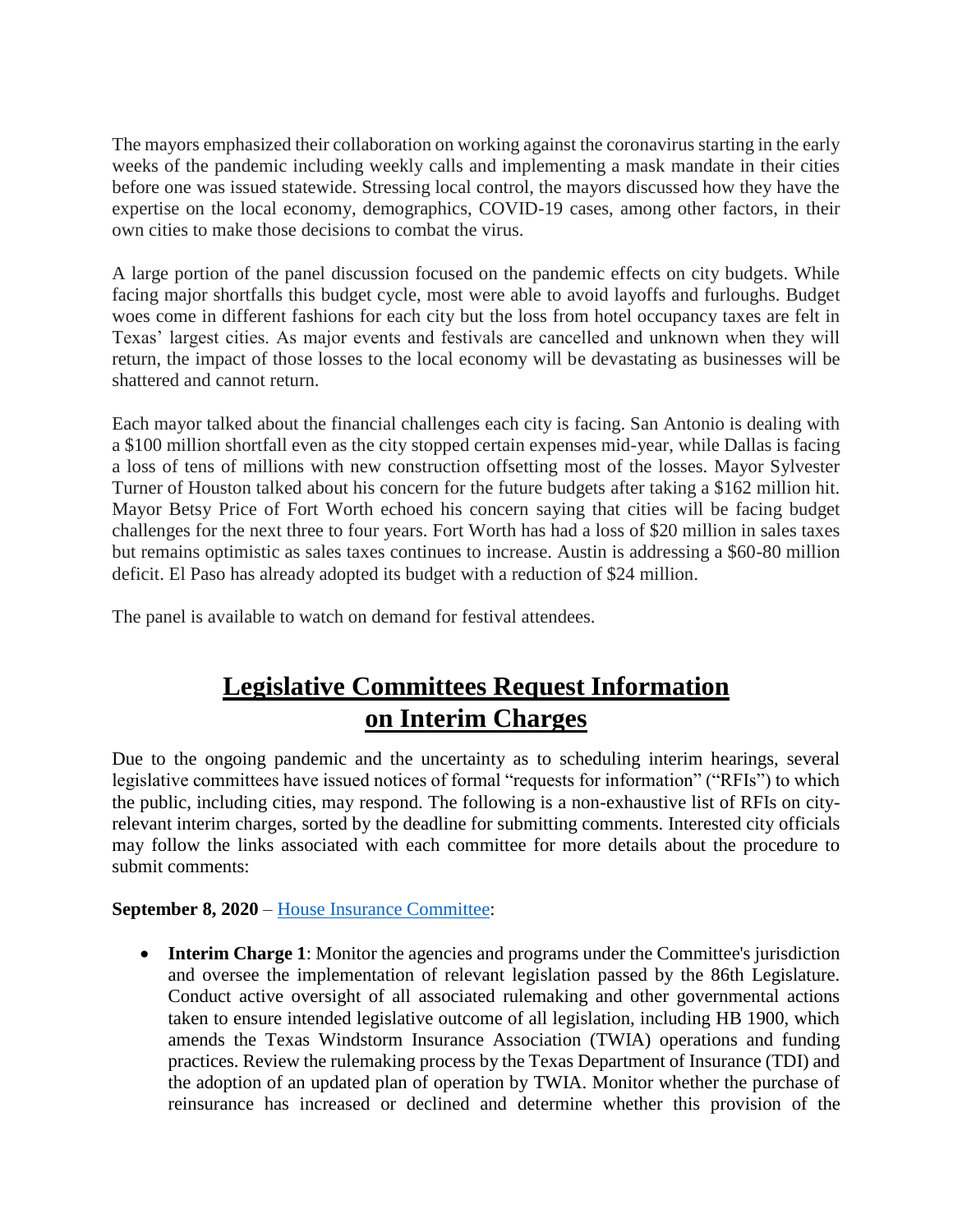The mayors emphasized their collaboration on working against the coronavirus starting in the early weeks of the pandemic including weekly calls and implementing a mask mandate in their cities before one was issued statewide. Stressing local control, the mayors discussed how they have the expertise on the local economy, demographics, COVID-19 cases, among other factors, in their own cities to make those decisions to combat the virus.

A large portion of the panel discussion focused on the pandemic effects on city budgets. While facing major shortfalls this budget cycle, most were able to avoid layoffs and furloughs. Budget woes come in different fashions for each city but the loss from hotel occupancy taxes are felt in Texas' largest cities. As major events and festivals are cancelled and unknown when they will return, the impact of those losses to the local economy will be devastating as businesses will be shattered and cannot return.

Each mayor talked about the financial challenges each city is facing. San Antonio is dealing with a $100 million shortfall even as the city stopped certain expenses mid-year, while Dallas is facing a loss of tens of millions with new construction offsetting most of the losses. Mayor Sylvester Turner of Houston talked about his concern for the future budgets after taking a $162 million hit. Mayor Betsy Price of Fort Worth echoed his concern saying that cities will be facing budget challenges for the next three to four years. Fort Worth has had a loss of $20 million in sales taxes but remains optimistic as sales taxes continues to increase. Austin is addressing a $60-80 million deficit. El Paso has already adopted its budget with a reduction of $24 million.

The panel is available to watch on demand for festival attendees.

## Legislative Committees Request Information on Interim Charges

Due to the ongoing pandemic and the uncertainty as to scheduling interim hearings, several legislative committees have issued notices of formal "requests for information" ("RFIs") to which the public, including cities, may respond. The following is a non-exhaustive list of RFIs on city-relevant interim charges, sorted by the deadline for submitting comments. Interested city officials may follow the links associated with each committee for more details about the procedure to submit comments:

**September 8, 2020** – House Insurance Committee:

- **Interim Charge 1**: Monitor the agencies and programs under the Committee's jurisdiction and oversee the implementation of relevant legislation passed by the 86th Legislature. Conduct active oversight of all associated rulemaking and other governmental actions taken to ensure intended legislative outcome of all legislation, including HB 1900, which amends the Texas Windstorm Insurance Association (TWIA) operations and funding practices. Review the rulemaking process by the Texas Department of Insurance (TDI) and the adoption of an updated plan of operation by TWIA. Monitor whether the purchase of reinsurance has increased or declined and determine whether this provision of the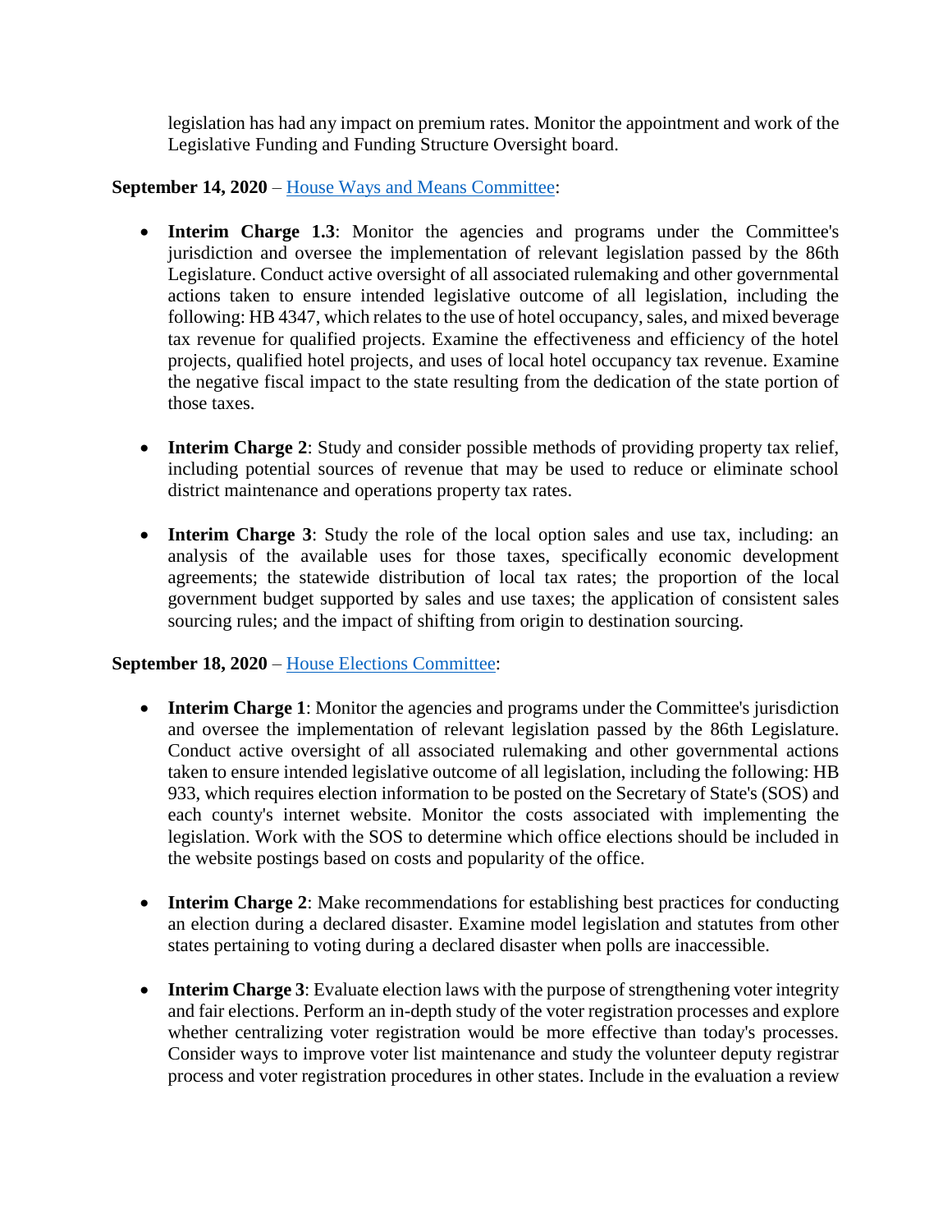legislation has had any impact on premium rates. Monitor the appointment and work of the Legislative Funding and Funding Structure Oversight board.

**September 14, 2020** – House Ways and Means Committee:

- **Interim Charge 1.3**: Monitor the agencies and programs under the Committee's jurisdiction and oversee the implementation of relevant legislation passed by the 86th Legislature. Conduct active oversight of all associated rulemaking and other governmental actions taken to ensure intended legislative outcome of all legislation, including the following: HB 4347, which relates to the use of hotel occupancy, sales, and mixed beverage tax revenue for qualified projects. Examine the effectiveness and efficiency of the hotel projects, qualified hotel projects, and uses of local hotel occupancy tax revenue. Examine the negative fiscal impact to the state resulting from the dedication of the state portion of those taxes.

- **Interim Charge 2**: Study and consider possible methods of providing property tax relief, including potential sources of revenue that may be used to reduce or eliminate school district maintenance and operations property tax rates.

- **Interim Charge 3**: Study the role of the local option sales and use tax, including: an analysis of the available uses for those taxes, specifically economic development agreements; the statewide distribution of local tax rates; the proportion of the local government budget supported by sales and use taxes; the application of consistent sales sourcing rules; and the impact of shifting from origin to destination sourcing.

**September 18, 2020** – House Elections Committee:

- **Interim Charge 1**: Monitor the agencies and programs under the Committee's jurisdiction and oversee the implementation of relevant legislation passed by the 86th Legislature. Conduct active oversight of all associated rulemaking and other governmental actions taken to ensure intended legislative outcome of all legislation, including the following: HB 933, which requires election information to be posted on the Secretary of State's (SOS) and each county's internet website. Monitor the costs associated with implementing the legislation. Work with the SOS to determine which office elections should be included in the website postings based on costs and popularity of the office.

- **Interim Charge 2**: Make recommendations for establishing best practices for conducting an election during a declared disaster. Examine model legislation and statutes from other states pertaining to voting during a declared disaster when polls are inaccessible.

- **Interim Charge 3**: Evaluate election laws with the purpose of strengthening voter integrity and fair elections. Perform an in-depth study of the voter registration processes and explore whether centralizing voter registration would be more effective than today's processes. Consider ways to improve voter list maintenance and study the volunteer deputy registrar process and voter registration procedures in other states. Include in the evaluation a review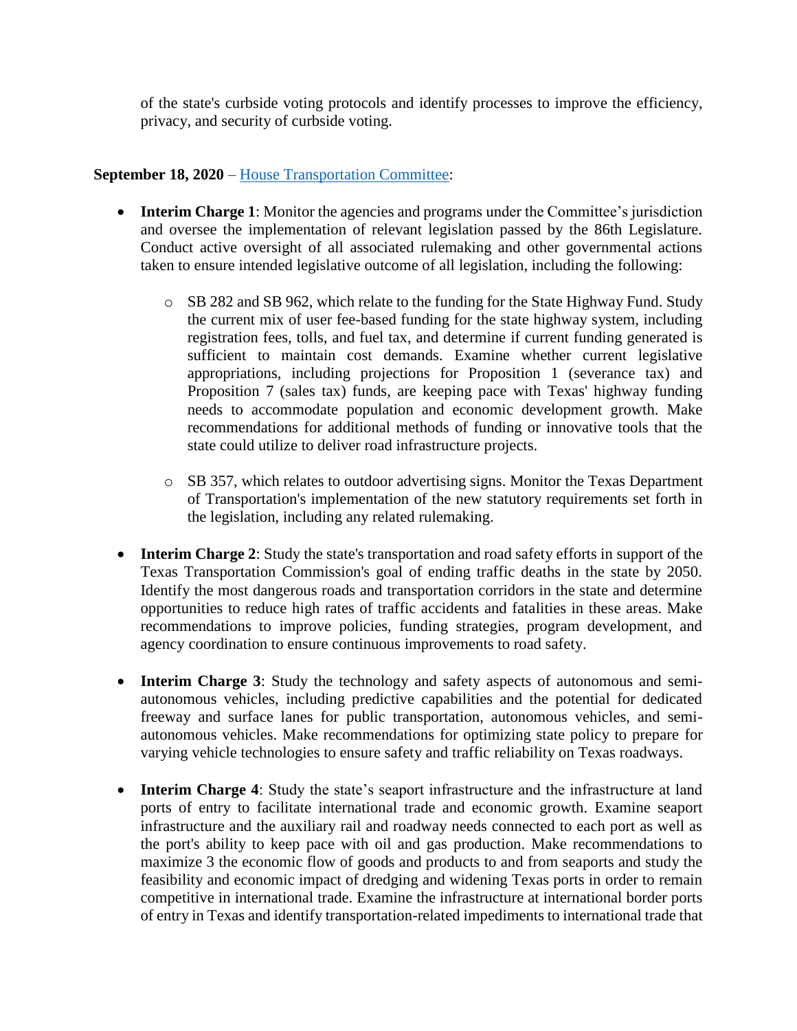of the state's curbside voting protocols and identify processes to improve the efficiency, privacy, and security of curbside voting.

**September 18, 2020** – [House Transportation Committee](#):

- **Interim Charge 1**: Monitor the agencies and programs under the Committee's jurisdiction and oversee the implementation of relevant legislation passed by the 86th Legislature. Conduct active oversight of all associated rulemaking and other governmental actions taken to ensure intended legislative outcome of all legislation, including the following:

    - SB 282 and SB 962, which relate to the funding for the State Highway Fund. Study the current mix of user fee-based funding for the state highway system, including registration fees, tolls, and fuel tax, and determine if current funding generated is sufficient to maintain cost demands. Examine whether current legislative appropriations, including projections for Proposition 1 (severance tax) and Proposition 7 (sales tax) funds, are keeping pace with Texas' highway funding needs to accommodate population and economic development growth. Make recommendations for additional methods of funding or innovative tools that the state could utilize to deliver road infrastructure projects.

    - SB 357, which relates to outdoor advertising signs. Monitor the Texas Department of Transportation's implementation of the new statutory requirements set forth in the legislation, including any related rulemaking.

- **Interim Charge 2**: Study the state's transportation and road safety efforts in support of the Texas Transportation Commission's goal of ending traffic deaths in the state by 2050. Identify the most dangerous roads and transportation corridors in the state and determine opportunities to reduce high rates of traffic accidents and fatalities in these areas. Make recommendations to improve policies, funding strategies, program development, and agency coordination to ensure continuous improvements to road safety.

- **Interim Charge 3**: Study the technology and safety aspects of autonomous and semi-autonomous vehicles, including predictive capabilities and the potential for dedicated freeway and surface lanes for public transportation, autonomous vehicles, and semi-autonomous vehicles. Make recommendations for optimizing state policy to prepare for varying vehicle technologies to ensure safety and traffic reliability on Texas roadways.

- **Interim Charge 4**: Study the state's seaport infrastructure and the infrastructure at land ports of entry to facilitate international trade and economic growth. Examine seaport infrastructure and the auxiliary rail and roadway needs connected to each port as well as the port's ability to keep pace with oil and gas production. Make recommendations to maximize 3 the economic flow of goods and products to and from seaports and study the feasibility and economic impact of dredging and widening Texas ports in order to remain competitive in international trade. Examine the infrastructure at international border ports of entry in Texas and identify transportation-related impediments to international trade that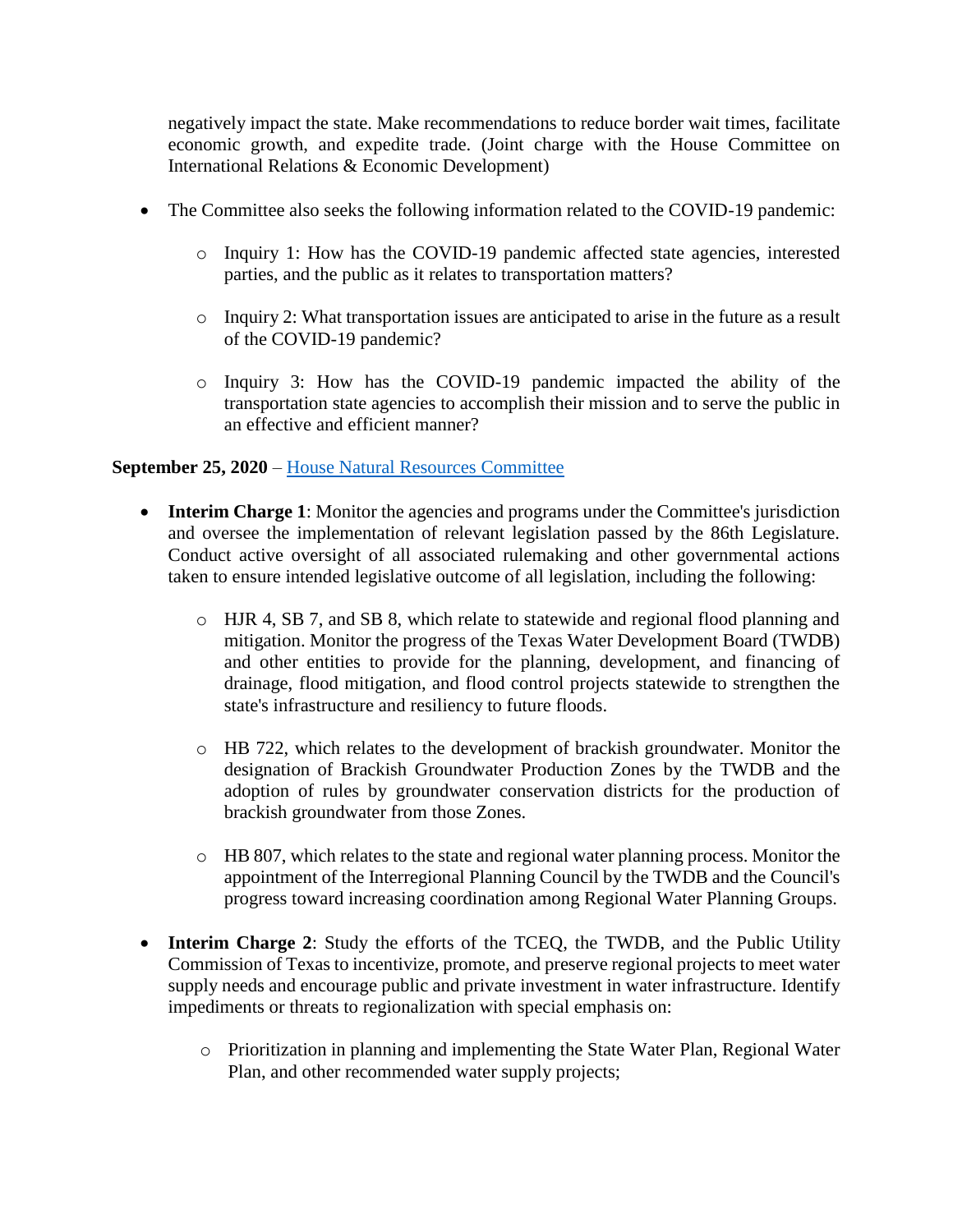negatively impact the state. Make recommendations to reduce border wait times, facilitate economic growth, and expedite trade. (Joint charge with the House Committee on International Relations & Economic Development)

- The Committee also seeks the following information related to the COVID-19 pandemic:
    - Inquiry 1: How has the COVID-19 pandemic affected state agencies, interested parties, and the public as it relates to transportation matters?
    - Inquiry 2: What transportation issues are anticipated to arise in the future as a result of the COVID-19 pandemic?
    - Inquiry 3: How has the COVID-19 pandemic impacted the ability of the transportation state agencies to accomplish their mission and to serve the public in an effective and efficient manner?

**September 25, 2020** – House Natural Resources Committee

- **Interim Charge 1**: Monitor the agencies and programs under the Committee's jurisdiction and oversee the implementation of relevant legislation passed by the 86th Legislature. Conduct active oversight of all associated rulemaking and other governmental actions taken to ensure intended legislative outcome of all legislation, including the following:
    - HJR 4, SB 7, and SB 8, which relate to statewide and regional flood planning and mitigation. Monitor the progress of the Texas Water Development Board (TWDB) and other entities to provide for the planning, development, and financing of drainage, flood mitigation, and flood control projects statewide to strengthen the state's infrastructure and resiliency to future floods.
    - HB 722, which relates to the development of brackish groundwater. Monitor the designation of Brackish Groundwater Production Zones by the TWDB and the adoption of rules by groundwater conservation districts for the production of brackish groundwater from those Zones.
    - HB 807, which relates to the state and regional water planning process. Monitor the appointment of the Interregional Planning Council by the TWDB and the Council's progress toward increasing coordination among Regional Water Planning Groups.
- **Interim Charge 2**: Study the efforts of the TCEQ, the TWDB, and the Public Utility Commission of Texas to incentivize, promote, and preserve regional projects to meet water supply needs and encourage public and private investment in water infrastructure. Identify impediments or threats to regionalization with special emphasis on:
    - Prioritization in planning and implementing the State Water Plan, Regional Water Plan, and other recommended water supply projects;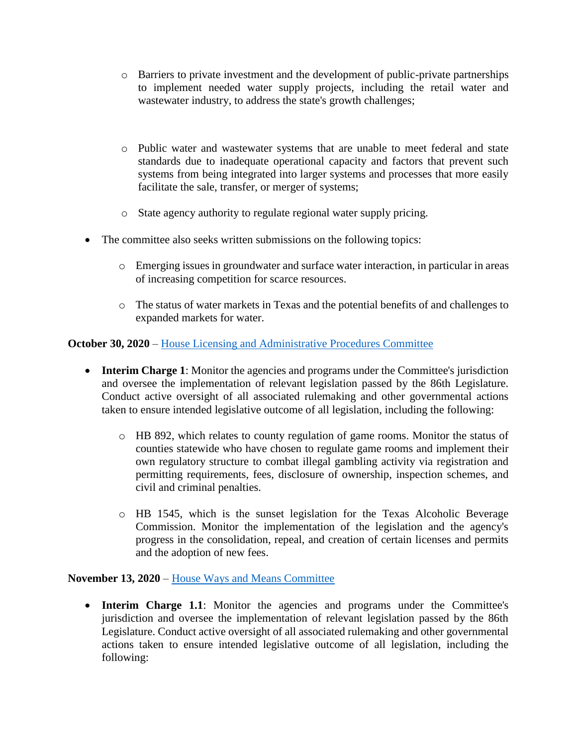- Barriers to private investment and the development of public-private partnerships to implement needed water supply projects, including the retail water and wastewater industry, to address the state's growth challenges;

  - Public water and wastewater systems that are unable to meet federal and state standards due to inadequate operational capacity and factors that prevent such systems from being integrated into larger systems and processes that more easily facilitate the sale, transfer, or merger of systems;

  - State agency authority to regulate regional water supply pricing.

- The committee also seeks written submissions on the following topics:

  - Emerging issues in groundwater and surface water interaction, in particular in areas of increasing competition for scarce resources.

  - The status of water markets in Texas and the potential benefits of and challenges to expanded markets for water.

**October 30, 2020** – House Licensing and Administrative Procedures Committee

- **Interim Charge 1**: Monitor the agencies and programs under the Committee's jurisdiction and oversee the implementation of relevant legislation passed by the 86th Legislature. Conduct active oversight of all associated rulemaking and other governmental actions taken to ensure intended legislative outcome of all legislation, including the following:

  - HB 892, which relates to county regulation of game rooms. Monitor the status of counties statewide who have chosen to regulate game rooms and implement their own regulatory structure to combat illegal gambling activity via registration and permitting requirements, fees, disclosure of ownership, inspection schemes, and civil and criminal penalties.

  - HB 1545, which is the sunset legislation for the Texas Alcoholic Beverage Commission. Monitor the implementation of the legislation and the agency's progress in the consolidation, repeal, and creation of certain licenses and permits and the adoption of new fees.

**November 13, 2020** – House Ways and Means Committee

- **Interim Charge 1.1**: Monitor the agencies and programs under the Committee's jurisdiction and oversee the implementation of relevant legislation passed by the 86th Legislature. Conduct active oversight of all associated rulemaking and other governmental actions taken to ensure intended legislative outcome of all legislation, including the following: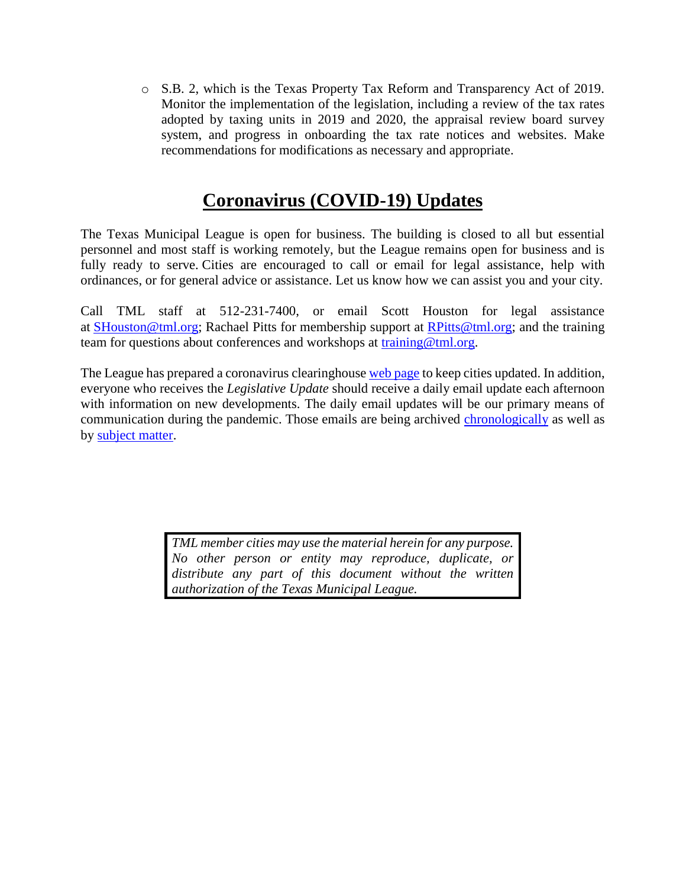- S.B. 2, which is the Texas Property Tax Reform and Transparency Act of 2019. Monitor the implementation of the legislation, including a review of the tax rates adopted by taxing units in 2019 and 2020, the appraisal review board survey system, and progress in onboarding the tax rate notices and websites. Make recommendations for modifications as necessary and appropriate.

## Coronavirus (COVID-19) Updates

The Texas Municipal League is open for business. The building is closed to all but essential personnel and most staff is working remotely, but the League remains open for business and is fully ready to serve. Cities are encouraged to call or email for legal assistance, help with ordinances, or for general advice or assistance. Let us know how we can assist you and your city.

Call TML staff at 512-231-7400, or email Scott Houston for legal assistance at SHouston@tml.org; Rachael Pitts for membership support at RPitts@tml.org; and the training team for questions about conferences and workshops at training@tml.org.

The League has prepared a coronavirus clearinghouse web page to keep cities updated. In addition, everyone who receives the *Legislative Update* should receive a daily email update each afternoon with information on new developments. The daily email updates will be our primary means of communication during the pandemic. Those emails are being archived chronologically as well as by subject matter.

*TML member cities may use the material herein for any purpose. No other person or entity may reproduce, duplicate, or distribute any part of this document without the written authorization of the Texas Municipal League.*